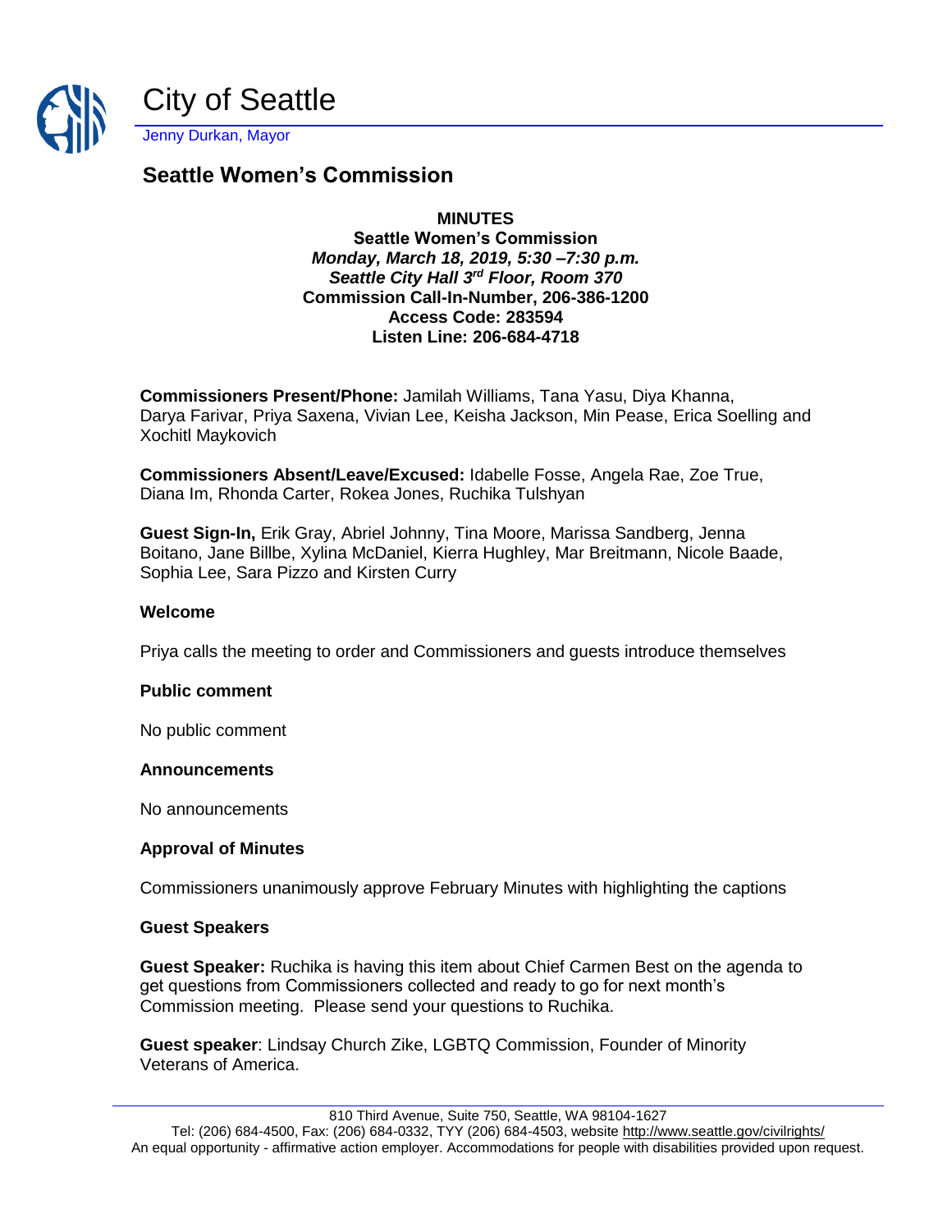# City of Seattle

Jenny Durkan, Mayor

## Seattle Women's Commission

**MINUTES**
**Seattle Women's Commission**
***Monday, March 18, 2019, 5:30 –7:30 p.m.***
***Seattle City Hall 3rd Floor, Room 370***
**Commission Call-In-Number, 206-386-1200**
**Access Code: 283594**
**Listen Line: 206-684-4718**

**Commissioners Present/Phone:** Jamilah Williams, Tana Yasu, Diya Khanna, Darya Farivar, Priya Saxena, Vivian Lee, Keisha Jackson, Min Pease, Erica Soelling and Xochitl Maykovich

**Commissioners Absent/Leave/Excused:** Idabelle Fosse, Angela Rae, Zoe True, Diana Im, Rhonda Carter, Rokea Jones, Ruchika Tulshyan

**Guest Sign-In,** Erik Gray, Abriel Johnny, Tina Moore, Marissa Sandberg, Jenna Boitano, Jane Billbe, Xylina McDaniel, Kierra Hughley, Mar Breitmann, Nicole Baade, Sophia Lee, Sara Pizzo and Kirsten Curry

### Welcome

Priya calls the meeting to order and Commissioners and guests introduce themselves

### Public comment

No public comment

### Announcements

No announcements

### Approval of Minutes

Commissioners unanimously approve February Minutes with highlighting the captions

### Guest Speakers

**Guest Speaker:** Ruchika is having this item about Chief Carmen Best on the agenda to get questions from Commissioners collected and ready to go for next month's Commission meeting. Please send your questions to Ruchika.

**Guest speaker**: Lindsay Church Zike, LGBTQ Commission, Founder of Minority Veterans of America.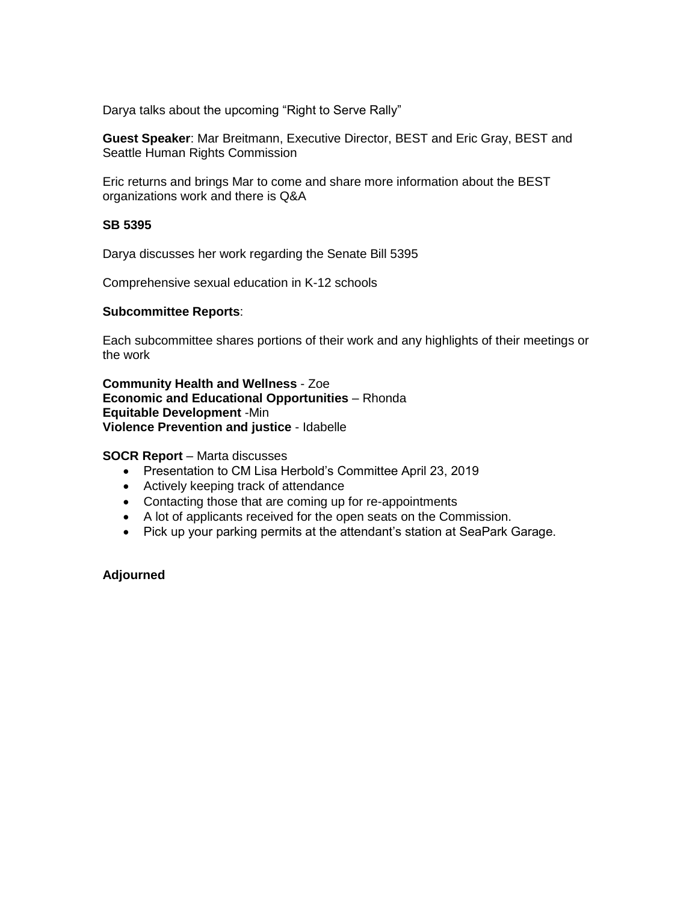Darya talks about the upcoming “Right to Serve Rally”

**Guest Speaker**: Mar Breitmann, Executive Director, BEST and Eric Gray, BEST and Seattle Human Rights Commission

Eric returns and brings Mar to come and share more information about the BEST organizations work and there is Q&A

**SB 5395**

Darya discusses her work regarding the Senate Bill 5395

Comprehensive sexual education in K-12 schools

**Subcommittee Reports**:

Each subcommittee shares portions of their work and any highlights of their meetings or the work

**Community Health and Wellness** - Zoe
**Economic and Educational Opportunities** – Rhonda
**Equitable Development** -Min
**Violence Prevention and justice** - Idabelle

**SOCR Report** – Marta discusses

- Presentation to CM Lisa Herbold’s Committee April 23, 2019
- Actively keeping track of attendance
- Contacting those that are coming up for re-appointments
- A lot of applicants received for the open seats on the Commission.
- Pick up your parking permits at the attendant’s station at SeaPark Garage.

**Adjourned**